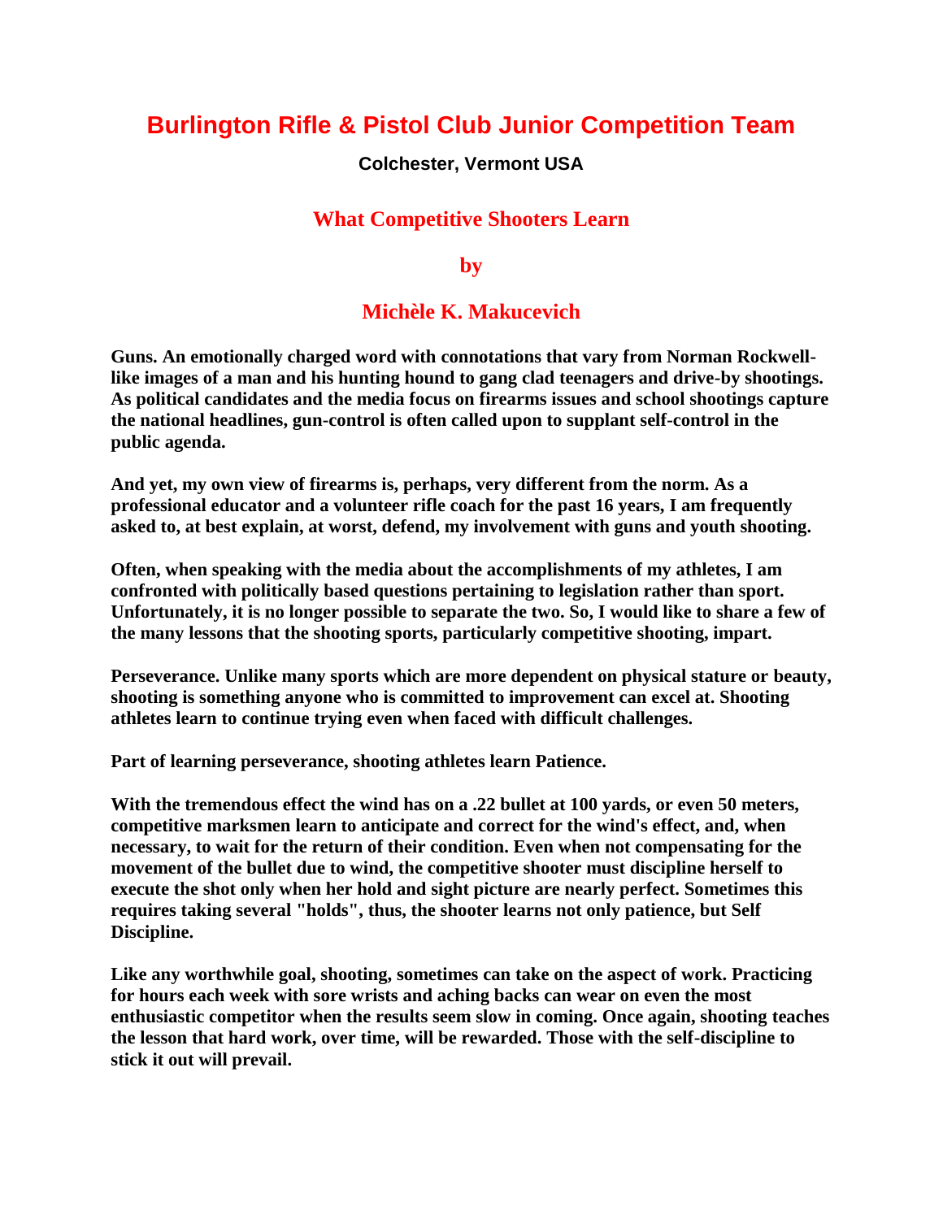# Burlington Rifle & Pistol Club Junior Competition Team

**Colchester, Vermont USA**

## What Competitive Shooters Learn

**by**

**Michèle K. Makucevich**

**Guns. An emotionally charged word with connotations that vary from Norman Rockwell-like images of a man and his hunting hound to gang clad teenagers and drive-by shootings. As political candidates and the media focus on firearms issues and school shootings capture the national headlines, gun-control is often called upon to supplant self-control in the public agenda.**

**And yet, my own view of firearms is, perhaps, very different from the norm. As a professional educator and a volunteer rifle coach for the past 16 years, I am frequently asked to, at best explain, at worst, defend, my involvement with guns and youth shooting.**

**Often, when speaking with the media about the accomplishments of my athletes, I am confronted with politically based questions pertaining to legislation rather than sport. Unfortunately, it is no longer possible to separate the two. So, I would like to share a few of the many lessons that the shooting sports, particularly competitive shooting, impart.**

**Perseverance. Unlike many sports which are more dependent on physical stature or beauty, shooting is something anyone who is committed to improvement can excel at. Shooting athletes learn to continue trying even when faced with difficult challenges.**

**Part of learning perseverance, shooting athletes learn Patience.**

**With the tremendous effect the wind has on a .22 bullet at 100 yards, or even 50 meters, competitive marksmen learn to anticipate and correct for the wind's effect, and, when necessary, to wait for the return of their condition. Even when not compensating for the movement of the bullet due to wind, the competitive shooter must discipline herself to execute the shot only when her hold and sight picture are nearly perfect. Sometimes this requires taking several "holds", thus, the shooter learns not only patience, but Self Discipline.**

**Like any worthwhile goal, shooting, sometimes can take on the aspect of work. Practicing for hours each week with sore wrists and aching backs can wear on even the most enthusiastic competitor when the results seem slow in coming. Once again, shooting teaches the lesson that hard work, over time, will be rewarded. Those with the self-discipline to stick it out will prevail.**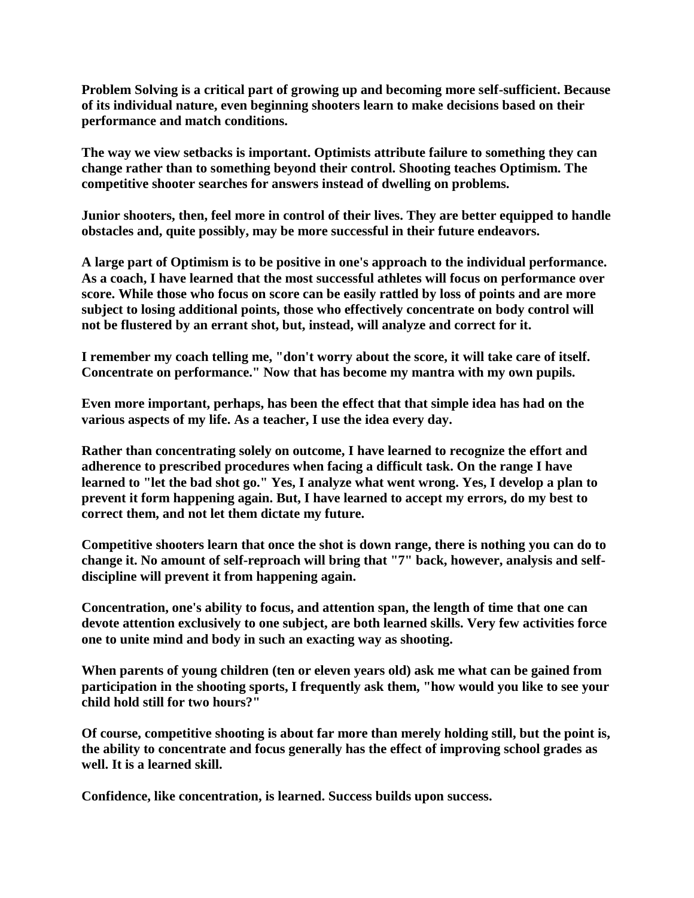**Problem Solving is a critical part of growing up and becoming more self-sufficient. Because of its individual nature, even beginning shooters learn to make decisions based on their performance and match conditions.**

**The way we view setbacks is important. Optimists attribute failure to something they can change rather than to something beyond their control. Shooting teaches Optimism. The competitive shooter searches for answers instead of dwelling on problems.**

**Junior shooters, then, feel more in control of their lives. They are better equipped to handle obstacles and, quite possibly, may be more successful in their future endeavors.**

**A large part of Optimism is to be positive in one's approach to the individual performance. As a coach, I have learned that the most successful athletes will focus on performance over score. While those who focus on score can be easily rattled by loss of points and are more subject to losing additional points, those who effectively concentrate on body control will not be flustered by an errant shot, but, instead, will analyze and correct for it.**

**I remember my coach telling me, "don't worry about the score, it will take care of itself. Concentrate on performance." Now that has become my mantra with my own pupils.**

**Even more important, perhaps, has been the effect that that simple idea has had on the various aspects of my life. As a teacher, I use the idea every day.**

**Rather than concentrating solely on outcome, I have learned to recognize the effort and adherence to prescribed procedures when facing a difficult task. On the range I have learned to "let the bad shot go." Yes, I analyze what went wrong. Yes, I develop a plan to prevent it form happening again. But, I have learned to accept my errors, do my best to correct them, and not let them dictate my future.**

**Competitive shooters learn that once the shot is down range, there is nothing you can do to change it. No amount of self-reproach will bring that "7" back, however, analysis and self-discipline will prevent it from happening again.**

**Concentration, one's ability to focus, and attention span, the length of time that one can devote attention exclusively to one subject, are both learned skills. Very few activities force one to unite mind and body in such an exacting way as shooting.**

**When parents of young children (ten or eleven years old) ask me what can be gained from participation in the shooting sports, I frequently ask them, "how would you like to see your child hold still for two hours?"**

**Of course, competitive shooting is about far more than merely holding still, but the point is, the ability to concentrate and focus generally has the effect of improving school grades as well. It is a learned skill.**

**Confidence, like concentration, is learned. Success builds upon success.**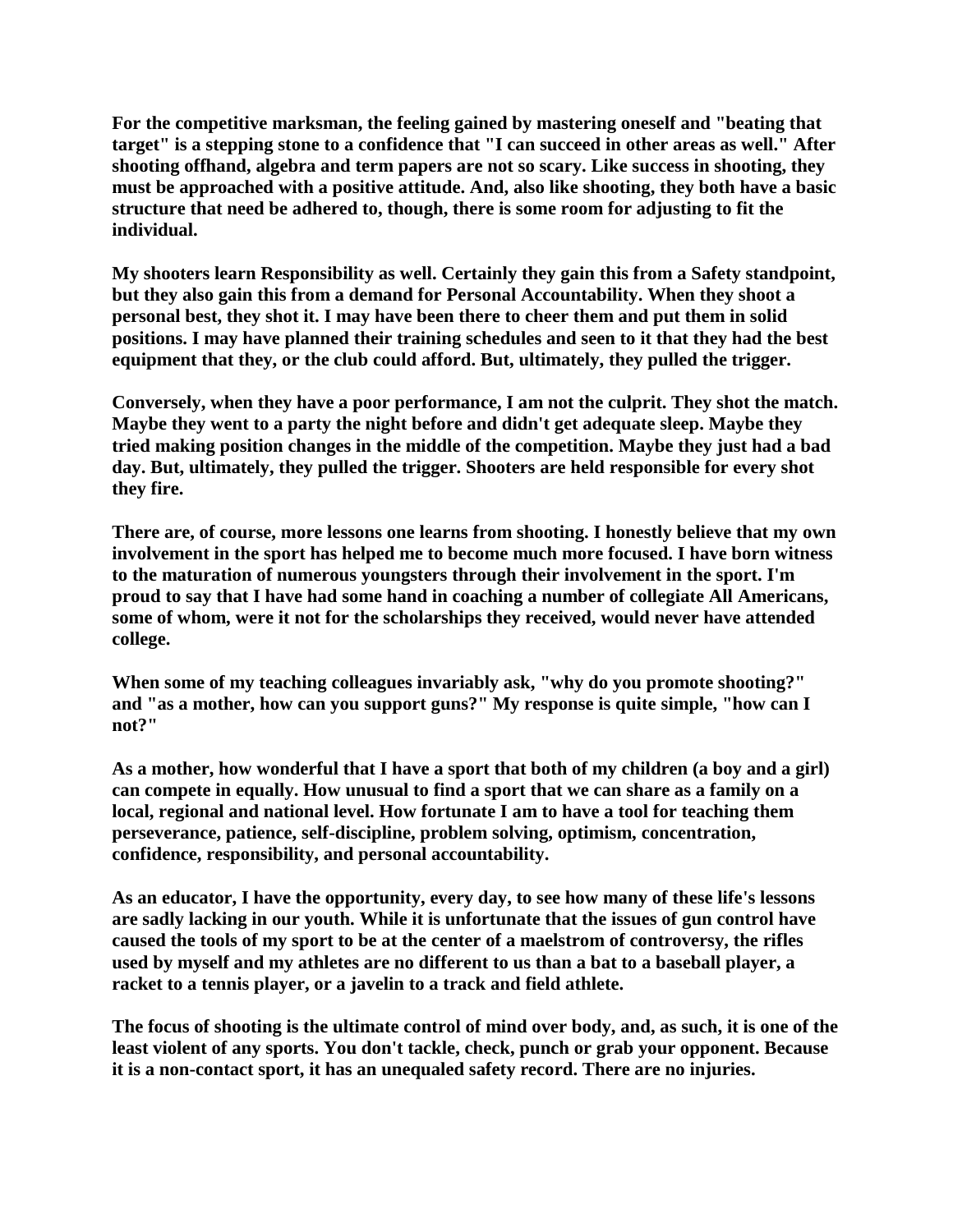**For the competitive marksman, the feeling gained by mastering oneself and "beating that target" is a stepping stone to a confidence that "I can succeed in other areas as well." After shooting offhand, algebra and term papers are not so scary. Like success in shooting, they must be approached with a positive attitude. And, also like shooting, they both have a basic structure that need be adhered to, though, there is some room for adjusting to fit the individual.**

**My shooters learn Responsibility as well. Certainly they gain this from a Safety standpoint, but they also gain this from a demand for Personal Accountability. When they shoot a personal best, they shot it. I may have been there to cheer them and put them in solid positions. I may have planned their training schedules and seen to it that they had the best equipment that they, or the club could afford. But, ultimately, they pulled the trigger.**

**Conversely, when they have a poor performance, I am not the culprit. They shot the match. Maybe they went to a party the night before and didn't get adequate sleep. Maybe they tried making position changes in the middle of the competition. Maybe they just had a bad day. But, ultimately, they pulled the trigger. Shooters are held responsible for every shot they fire.**

**There are, of course, more lessons one learns from shooting. I honestly believe that my own involvement in the sport has helped me to become much more focused. I have born witness to the maturation of numerous youngsters through their involvement in the sport. I'm proud to say that I have had some hand in coaching a number of collegiate All Americans, some of whom, were it not for the scholarships they received, would never have attended college.**

**When some of my teaching colleagues invariably ask, "why do you promote shooting?" and "as a mother, how can you support guns?" My response is quite simple, "how can I not?"**

**As a mother, how wonderful that I have a sport that both of my children (a boy and a girl) can compete in equally. How unusual to find a sport that we can share as a family on a local, regional and national level. How fortunate I am to have a tool for teaching them perseverance, patience, self-discipline, problem solving, optimism, concentration, confidence, responsibility, and personal accountability.**

**As an educator, I have the opportunity, every day, to see how many of these life's lessons are sadly lacking in our youth. While it is unfortunate that the issues of gun control have caused the tools of my sport to be at the center of a maelstrom of controversy, the rifles used by myself and my athletes are no different to us than a bat to a baseball player, a racket to a tennis player, or a javelin to a track and field athlete.**

**The focus of shooting is the ultimate control of mind over body, and, as such, it is one of the least violent of any sports. You don't tackle, check, punch or grab your opponent. Because it is a non-contact sport, it has an unequaled safety record. There are no injuries.**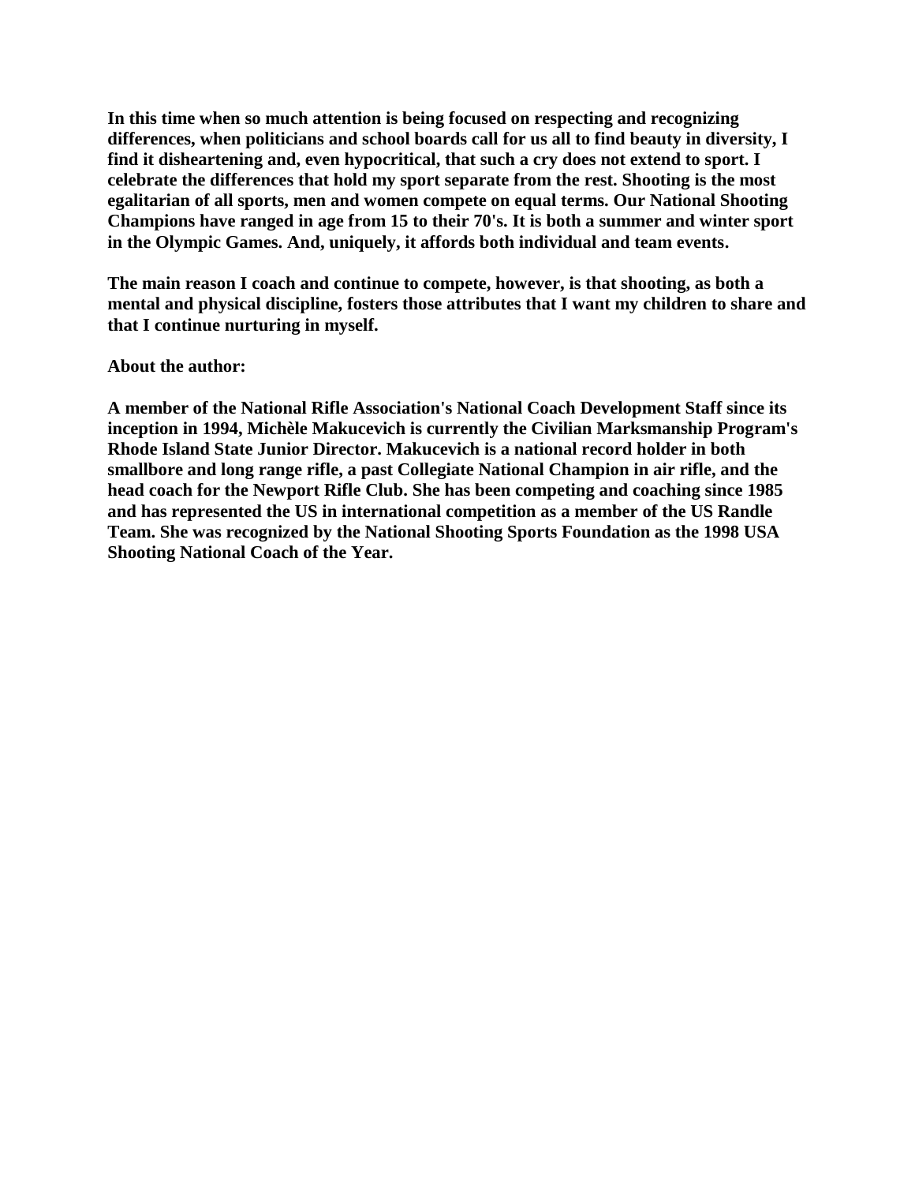**In this time when so much attention is being focused on respecting and recognizing differences, when politicians and school boards call for us all to find beauty in diversity, I find it disheartening and, even hypocritical, that such a cry does not extend to sport. I celebrate the differences that hold my sport separate from the rest. Shooting is the most egalitarian of all sports, men and women compete on equal terms. Our National Shooting Champions have ranged in age from 15 to their 70's. It is both a summer and winter sport in the Olympic Games. And, uniquely, it affords both individual and team events.**

**The main reason I coach and continue to compete, however, is that shooting, as both a mental and physical discipline, fosters those attributes that I want my children to share and that I continue nurturing in myself.**

**About the author:**

**A member of the National Rifle Association's National Coach Development Staff since its inception in 1994, Michèle Makucevich is currently the Civilian Marksmanship Program's Rhode Island State Junior Director. Makucevich is a national record holder in both smallbore and long range rifle, a past Collegiate National Champion in air rifle, and the head coach for the Newport Rifle Club. She has been competing and coaching since 1985 and has represented the US in international competition as a member of the US Randle Team. She was recognized by the National Shooting Sports Foundation as the 1998 USA Shooting National Coach of the Year.**